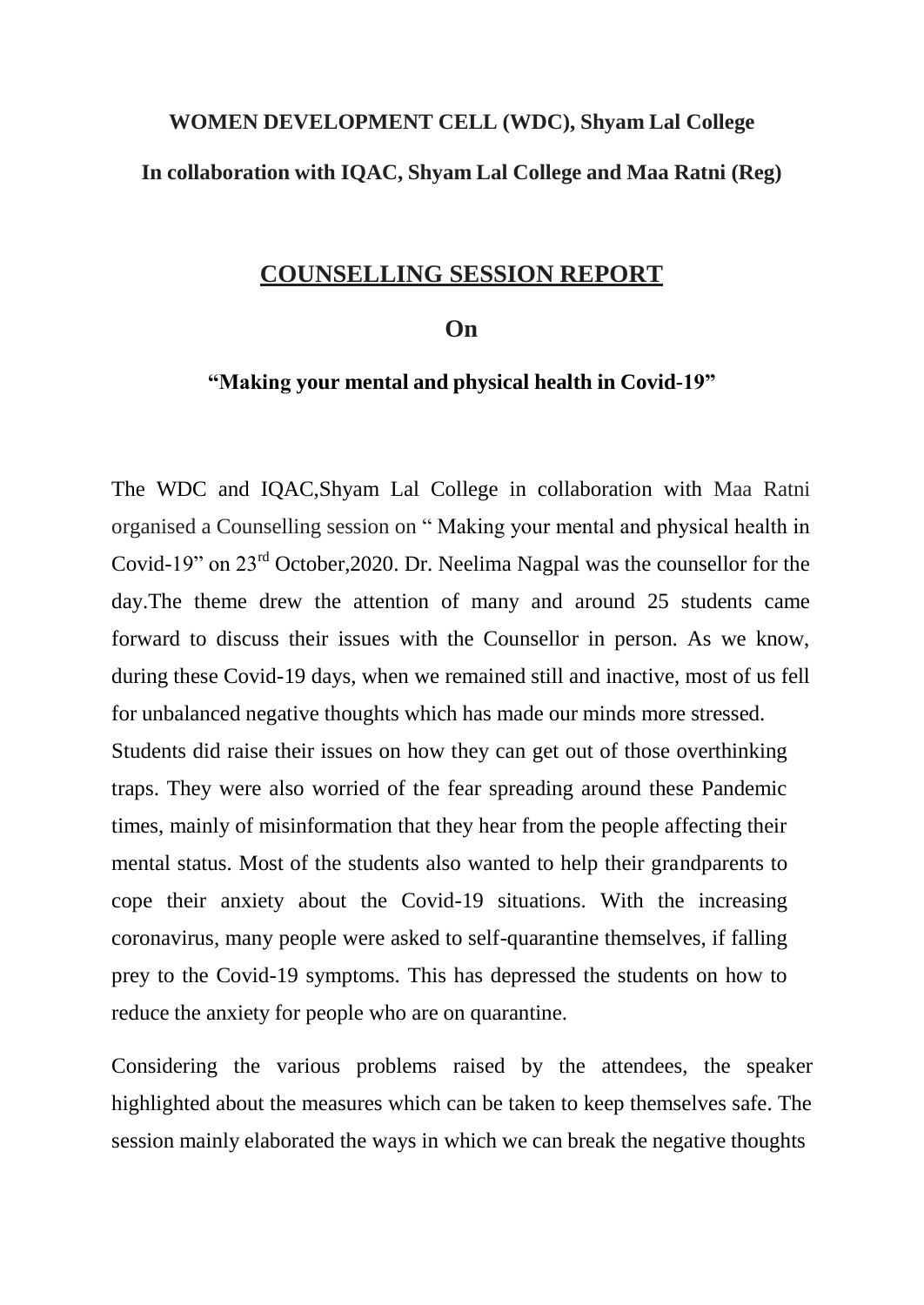**WOMEN DEVELOPMENT CELL (WDC), Shyam Lal College**

**In collaboration with IQAC, Shyam Lal College and Maa Ratni (Reg)**

## COUNSELLING SESSION REPORT

### On

### "Making your mental and physical health in Covid-19"

The WDC and IQAC,Shyam Lal College in collaboration with Maa Ratni organised a Counselling session on " Making your mental and physical health in Covid-19" on 23rd October,2020. Dr. Neelima Nagpal was the counsellor for the day.The theme drew the attention of many and around 25 students came forward to discuss their issues with the Counsellor in person. As we know, during these Covid-19 days, when we remained still and inactive, most of us fell for unbalanced negative thoughts which has made our minds more stressed. Students did raise their issues on how they can get out of those overthinking traps. They were also worried of the fear spreading around these Pandemic times, mainly of misinformation that they hear from the people affecting their mental status. Most of the students also wanted to help their grandparents to cope their anxiety about the Covid-19 situations. With the increasing coronavirus, many people were asked to self-quarantine themselves, if falling prey to the Covid-19 symptoms. This has depressed the students on how to reduce the anxiety for people who are on quarantine.

Considering the various problems raised by the attendees, the speaker highlighted about the measures which can be taken to keep themselves safe. The session mainly elaborated the ways in which we can break the negative thoughts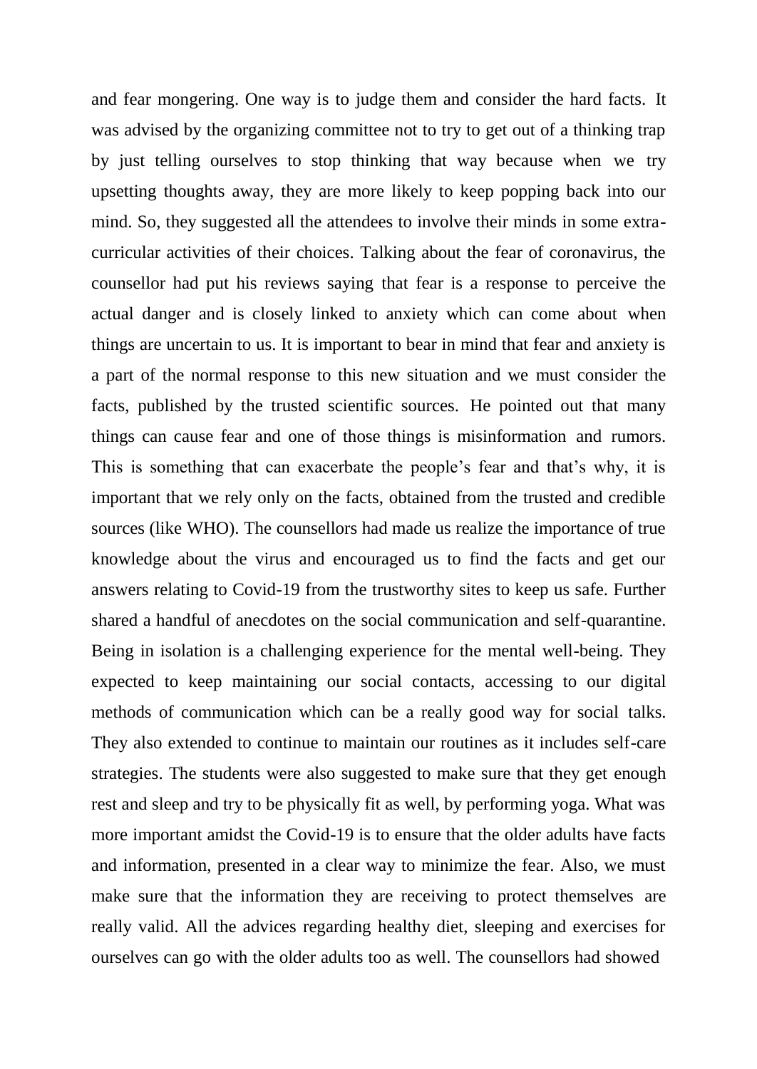and fear mongering. One way is to judge them and consider the hard facts. It was advised by the organizing committee not to try to get out of a thinking trap by just telling ourselves to stop thinking that way because when we try upsetting thoughts away, they are more likely to keep popping back into our mind. So, they suggested all the attendees to involve their minds in some extra-curricular activities of their choices. Talking about the fear of coronavirus, the counsellor had put his reviews saying that fear is a response to perceive the actual danger and is closely linked to anxiety which can come about when things are uncertain to us. It is important to bear in mind that fear and anxiety is a part of the normal response to this new situation and we must consider the facts, published by the trusted scientific sources. He pointed out that many things can cause fear and one of those things is misinformation and rumors. This is something that can exacerbate the people's fear and that's why, it is important that we rely only on the facts, obtained from the trusted and credible sources (like WHO). The counsellors had made us realize the importance of true knowledge about the virus and encouraged us to find the facts and get our answers relating to Covid-19 from the trustworthy sites to keep us safe. Further shared a handful of anecdotes on the social communication and self-quarantine. Being in isolation is a challenging experience for the mental well-being. They expected to keep maintaining our social contacts, accessing to our digital methods of communication which can be a really good way for social talks. They also extended to continue to maintain our routines as it includes self-care strategies. The students were also suggested to make sure that they get enough rest and sleep and try to be physically fit as well, by performing yoga. What was more important amidst the Covid-19 is to ensure that the older adults have facts and information, presented in a clear way to minimize the fear. Also, we must make sure that the information they are receiving to protect themselves are really valid. All the advices regarding healthy diet, sleeping and exercises for ourselves can go with the older adults too as well. The counsellors had showed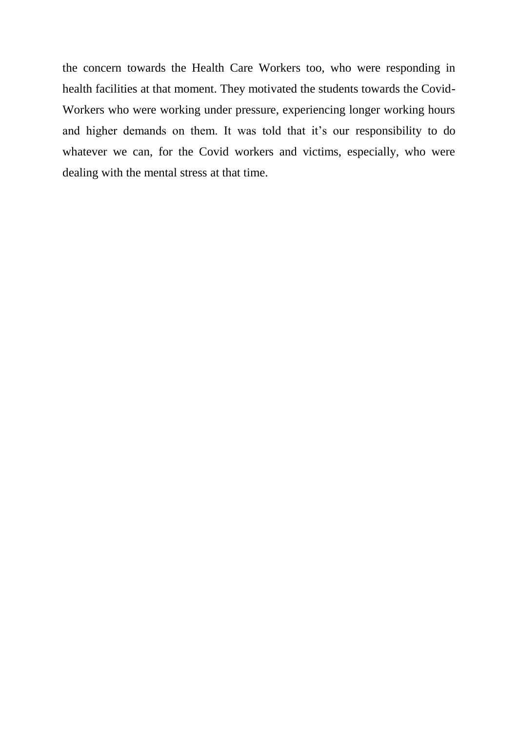the concern towards the Health Care Workers too, who were responding in health facilities at that moment. They motivated the students towards the Covid-Workers who were working under pressure, experiencing longer working hours and higher demands on them. It was told that it's our responsibility to do whatever we can, for the Covid workers and victims, especially, who were dealing with the mental stress at that time.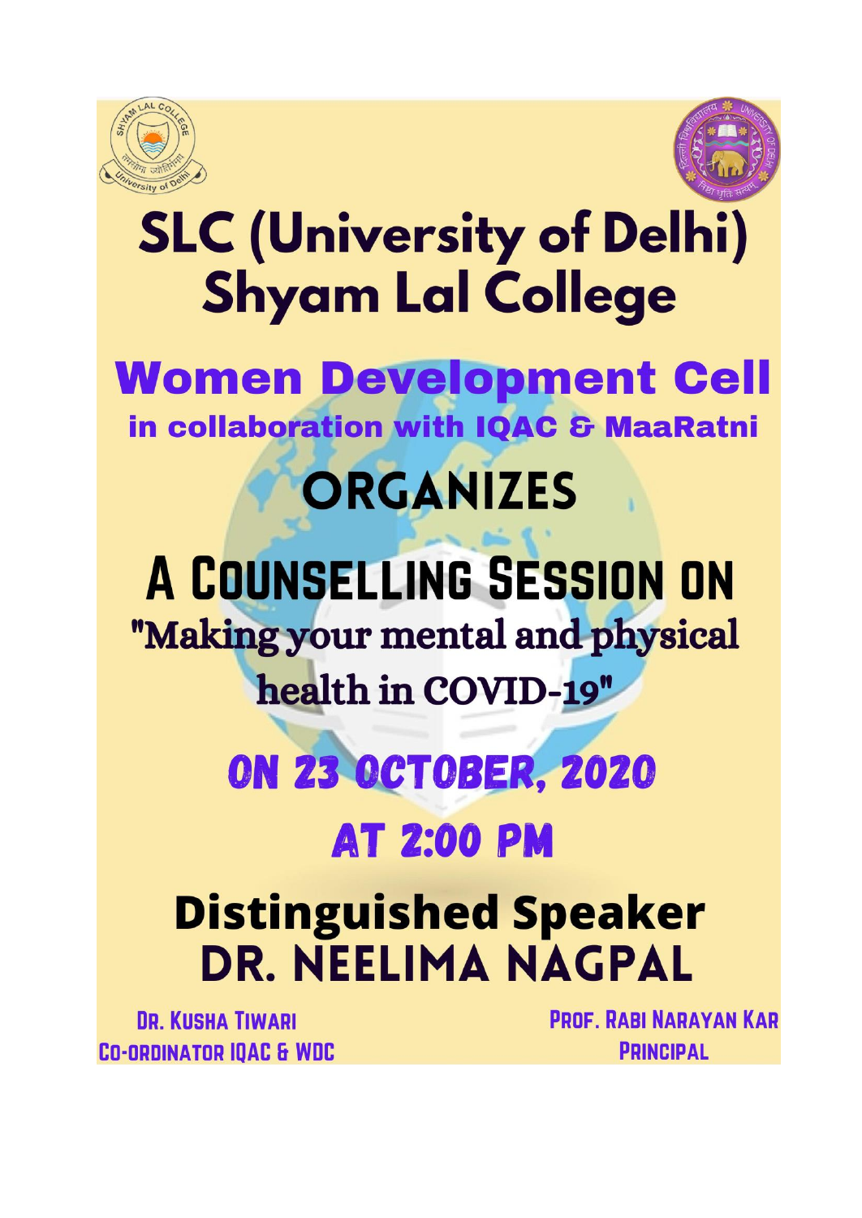# SLC (University of Delhi)
# Shyam Lal College

## Women Development Cell

**in collaboration with IQAC & MaaRatni**

## ORGANIZES

## A COUNSELLING SESSION ON

"Making your mental and physical health in COVID-19"

## ON 23 OCTOBER, 2020

## AT 2:00 PM

## Distinguished Speaker
## DR. NEELIMA NAGPAL

DR. KUSHA TIWARI
CO-ORDINATOR IQAC & WDC

PROF. RABI NARAYAN KAR
PRINCIPAL